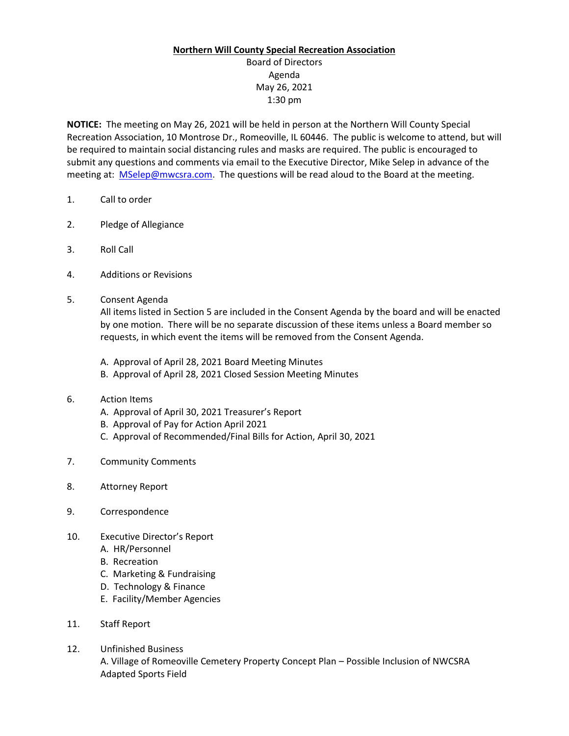# Northern Will County Special Recreation Association

Board of Directors
Agenda
May 26, 2021
1:30 pm

**NOTICE:** The meeting on May 26, 2021 will be held in person at the Northern Will County Special Recreation Association, 10 Montrose Dr., Romeoville, IL 60446. The public is welcome to attend, but will be required to maintain social distancing rules and masks are required. The public is encouraged to submit any questions and comments via email to the Executive Director, Mike Selep in advance of the meeting at: [MSelep@nwcsra.com](mailto:MSelep@nwcsra.com). The questions will be read aloud to the Board at the meeting.

1. Call to order

2. Pledge of Allegiance

3. Roll Call

4. Additions or Revisions

5. Consent Agenda
   All items listed in Section 5 are included in the Consent Agenda by the board and will be enacted by one motion. There will be no separate discussion of these items unless a Board member so requests, in which event the items will be removed from the Consent Agenda.

   A. Approval of April 28, 2021 Board Meeting Minutes
   B. Approval of April 28, 2021 Closed Session Meeting Minutes

6. Action Items
   A. Approval of April 30, 2021 Treasurer's Report
   B. Approval of Pay for Action April 2021
   C. Approval of Recommended/Final Bills for Action, April 30, 2021

7. Community Comments

8. Attorney Report

9. Correspondence

10. Executive Director's Report
    A. HR/Personnel
    B. Recreation
    C. Marketing & Fundraising
    D. Technology & Finance
    E. Facility/Member Agencies

11. Staff Report

12. Unfinished Business
    A. Village of Romeoville Cemetery Property Concept Plan – Possible Inclusion of NWCSRA Adapted Sports Field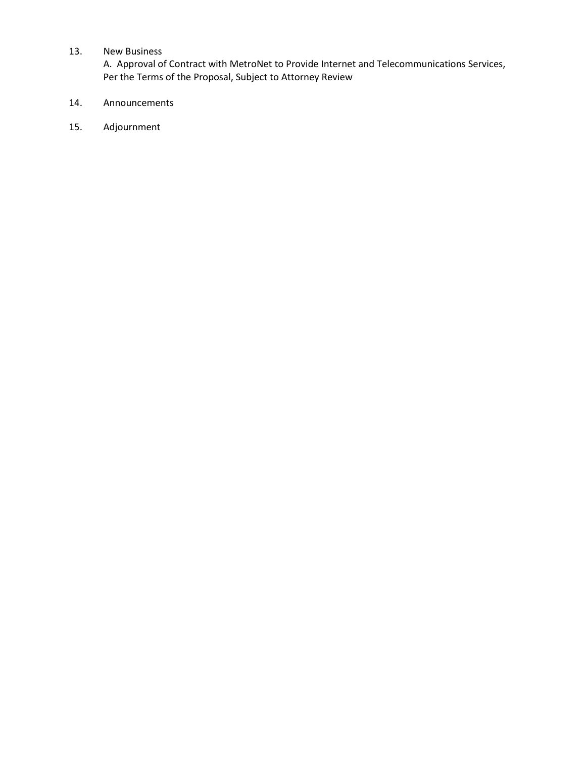13. New Business

    A. Approval of Contract with MetroNet to Provide Internet and Telecommunications Services, Per the Terms of the Proposal, Subject to Attorney Review

14. Announcements

15. Adjournment